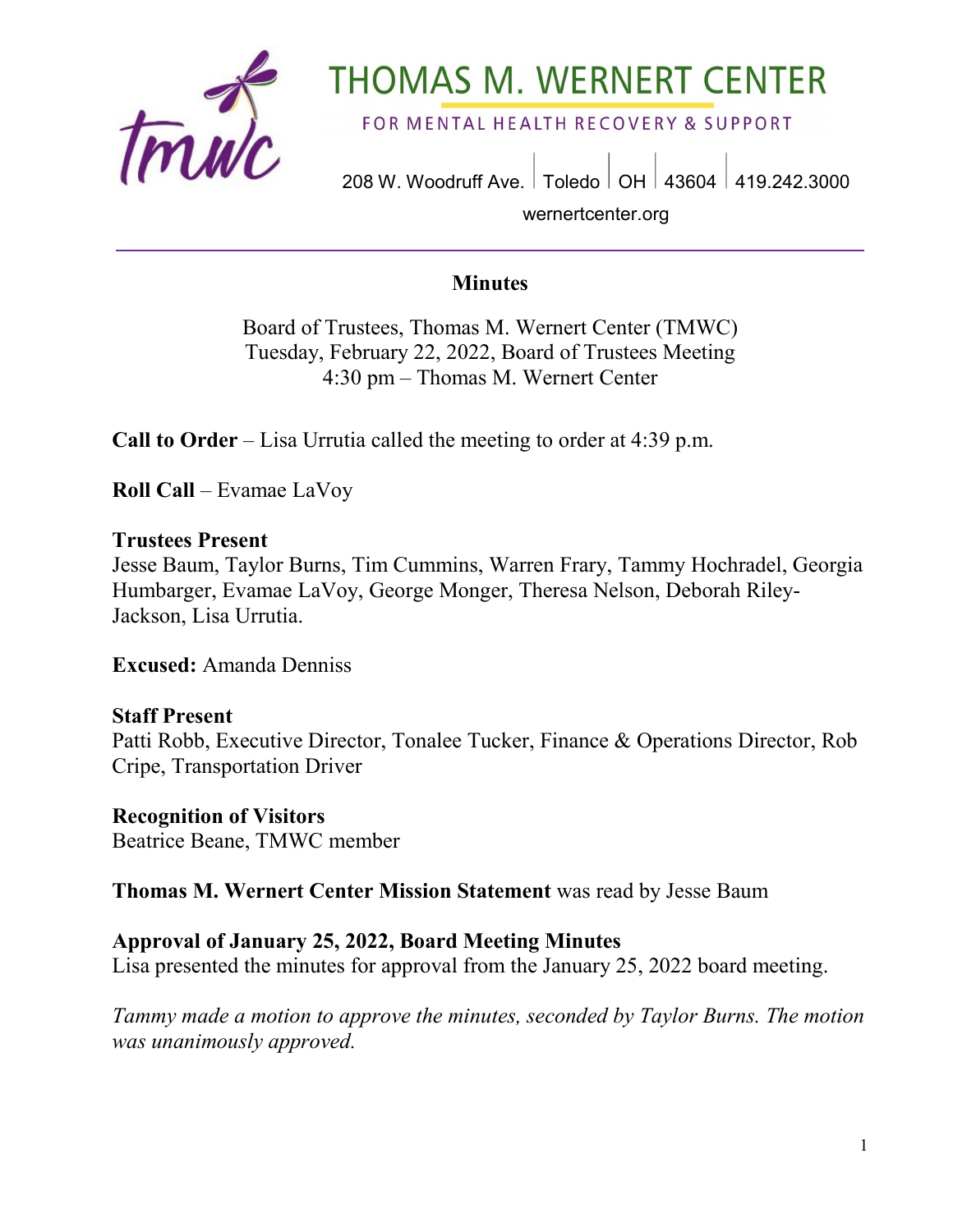# THOMAS M. WERNERT CENTER

FOR MENTAL HEALTH RECOVERY & SUPPORT

208 W. Woodruff Ave. | Toledo | OH | 43604 | 419.242.3000

wernertcenter.org

## Minutes

Board of Trustees, Thomas M. Wernert Center (TMWC)
Tuesday, February 22, 2022, Board of Trustees Meeting
4:30 pm – Thomas M. Wernert Center

**Call to Order** – Lisa Urrutia called the meeting to order at 4:39 p.m.

**Roll Call** – Evamae LaVoy

**Trustees Present**
Jesse Baum, Taylor Burns, Tim Cummins, Warren Frary, Tammy Hochradel, Georgia Humbarger, Evamae LaVoy, George Monger, Theresa Nelson, Deborah Riley-Jackson, Lisa Urrutia.

**Excused:** Amanda Denniss

**Staff Present**
Patti Robb, Executive Director, Tonalee Tucker, Finance & Operations Director, Rob Cripe, Transportation Driver

**Recognition of Visitors**
Beatrice Beane, TMWC member

**Thomas M. Wernert Center Mission Statement** was read by Jesse Baum

**Approval of January 25, 2022, Board Meeting Minutes**
Lisa presented the minutes for approval from the January 25, 2022 board meeting.

*Tammy made a motion to approve the minutes, seconded by Taylor Burns. The motion was unanimously approved.*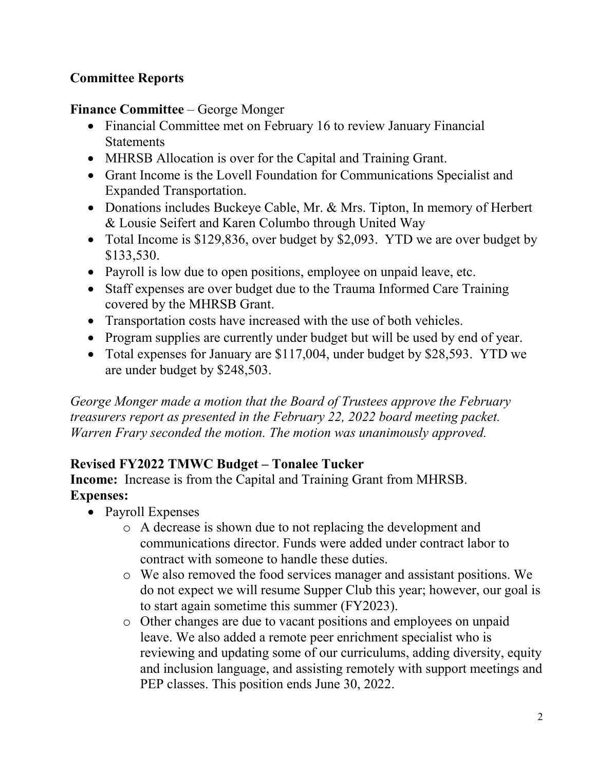## Committee Reports

**Finance Committee** – George Monger

- Financial Committee met on February 16 to review January Financial Statements
- MHRSB Allocation is over for the Capital and Training Grant.
- Grant Income is the Lovell Foundation for Communications Specialist and Expanded Transportation.
- Donations includes Buckeye Cable, Mr. & Mrs. Tipton, In memory of Herbert & Lousie Seifert and Karen Columbo through United Way
- Total Income is $129,836, over budget by $2,093. YTD we are over budget by $133,530.
- Payroll is low due to open positions, employee on unpaid leave, etc.
- Staff expenses are over budget due to the Trauma Informed Care Training covered by the MHRSB Grant.
- Transportation costs have increased with the use of both vehicles.
- Program supplies are currently under budget but will be used by end of year.
- Total expenses for January are $117,004, under budget by $28,593. YTD we are under budget by $248,503.

*George Monger made a motion that the Board of Trustees approve the February treasurers report as presented in the February 22, 2022 board meeting packet. Warren Frary seconded the motion. The motion was unanimously approved.*

**Revised FY2022 TMWC Budget – Tonalee Tucker**

**Income:** Increase is from the Capital and Training Grant from MHRSB.

**Expenses:**

- Payroll Expenses
    - A decrease is shown due to not replacing the development and communications director. Funds were added under contract labor to contract with someone to handle these duties.
    - We also removed the food services manager and assistant positions. We do not expect we will resume Supper Club this year; however, our goal is to start again sometime this summer (FY2023).
    - Other changes are due to vacant positions and employees on unpaid leave. We also added a remote peer enrichment specialist who is reviewing and updating some of our curriculums, adding diversity, equity and inclusion language, and assisting remotely with support meetings and PEP classes. This position ends June 30, 2022.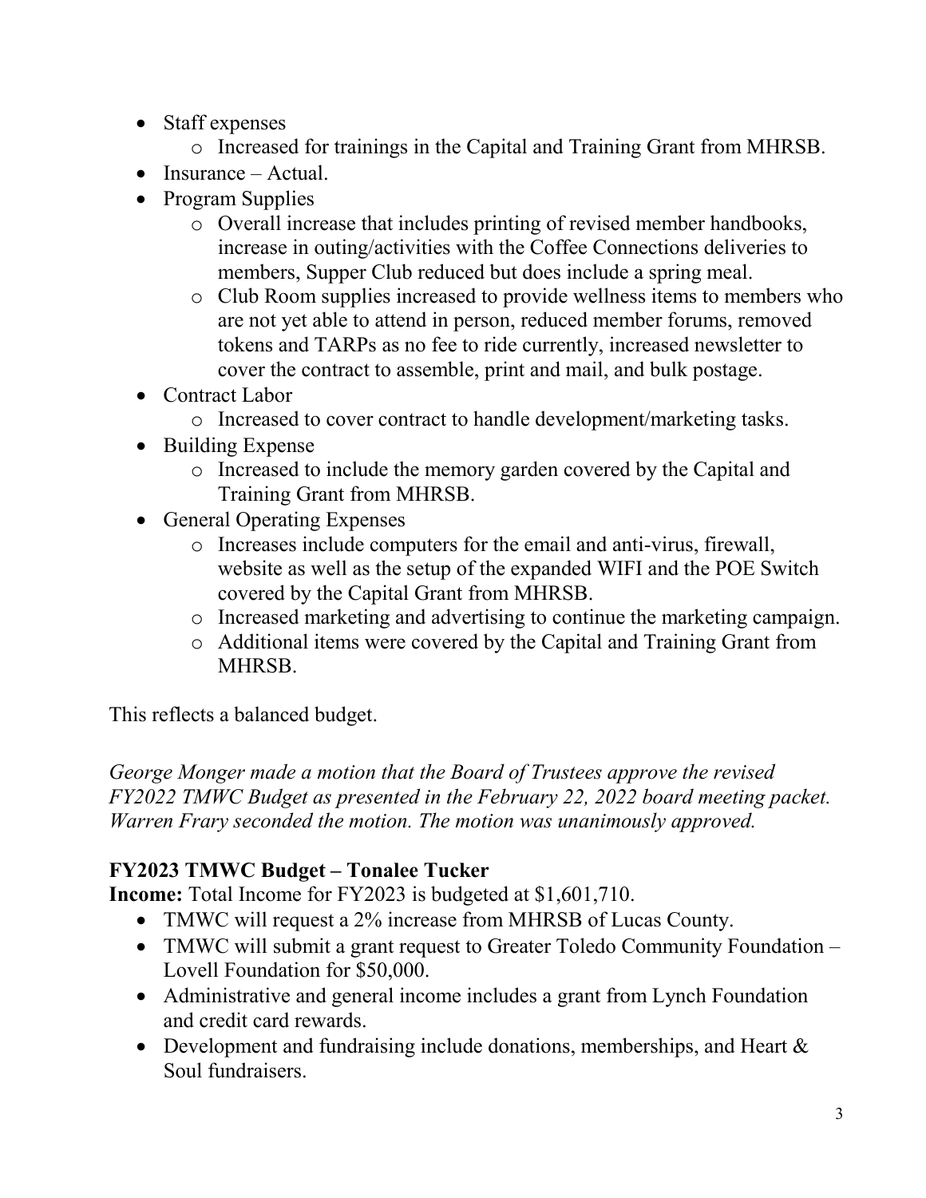- Staff expenses
    - Increased for trainings in the Capital and Training Grant from MHRSB.
- Insurance – Actual.
- Program Supplies
    - Overall increase that includes printing of revised member handbooks, increase in outing/activities with the Coffee Connections deliveries to members, Supper Club reduced but does include a spring meal.
    - Club Room supplies increased to provide wellness items to members who are not yet able to attend in person, reduced member forums, removed tokens and TARPs as no fee to ride currently, increased newsletter to cover the contract to assemble, print and mail, and bulk postage.
- Contract Labor
    - Increased to cover contract to handle development/marketing tasks.
- Building Expense
    - Increased to include the memory garden covered by the Capital and Training Grant from MHRSB.
- General Operating Expenses
    - Increases include computers for the email and anti-virus, firewall, website as well as the setup of the expanded WIFI and the POE Switch covered by the Capital Grant from MHRSB.
    - Increased marketing and advertising to continue the marketing campaign.
    - Additional items were covered by the Capital and Training Grant from MHRSB.

This reflects a balanced budget.

*George Monger made a motion that the Board of Trustees approve the revised FY2022 TMWC Budget as presented in the February 22, 2022 board meeting packet. Warren Frary seconded the motion. The motion was unanimously approved.*

**FY2023 TMWC Budget – Tonalee Tucker**

**Income:** Total Income for FY2023 is budgeted at $1,601,710.

- TMWC will request a 2% increase from MHRSB of Lucas County.
- TMWC will submit a grant request to Greater Toledo Community Foundation – Lovell Foundation for $50,000.
- Administrative and general income includes a grant from Lynch Foundation and credit card rewards.
- Development and fundraising include donations, memberships, and Heart & Soul fundraisers.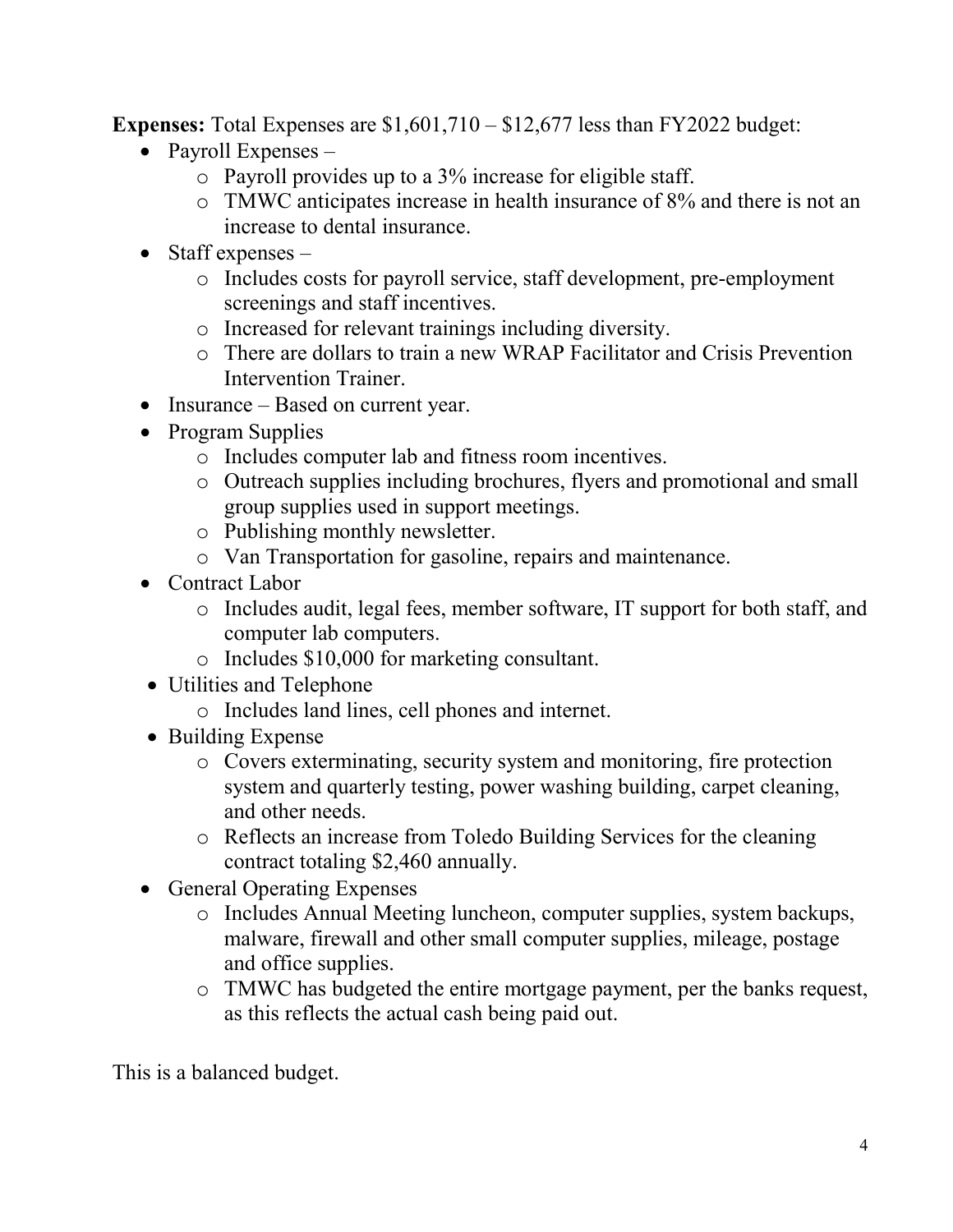**Expenses:** Total Expenses are $1,601,710 – $12,677 less than FY2022 budget:

- Payroll Expenses –
  - Payroll provides up to a 3% increase for eligible staff.
  - TMWC anticipates increase in health insurance of 8% and there is not an increase to dental insurance.
- Staff expenses –
  - Includes costs for payroll service, staff development, pre-employment screenings and staff incentives.
  - Increased for relevant trainings including diversity.
  - There are dollars to train a new WRAP Facilitator and Crisis Prevention Intervention Trainer.
- Insurance – Based on current year.
- Program Supplies
  - Includes computer lab and fitness room incentives.
  - Outreach supplies including brochures, flyers and promotional and small group supplies used in support meetings.
  - Publishing monthly newsletter.
  - Van Transportation for gasoline, repairs and maintenance.
- Contract Labor
  - Includes audit, legal fees, member software, IT support for both staff, and computer lab computers.
  - Includes $10,000 for marketing consultant.
- Utilities and Telephone
  - Includes land lines, cell phones and internet.
- Building Expense
  - Covers exterminating, security system and monitoring, fire protection system and quarterly testing, power washing building, carpet cleaning, and other needs.
  - Reflects an increase from Toledo Building Services for the cleaning contract totaling $2,460 annually.
- General Operating Expenses
  - Includes Annual Meeting luncheon, computer supplies, system backups, malware, firewall and other small computer supplies, mileage, postage and office supplies.
  - TMWC has budgeted the entire mortgage payment, per the banks request, as this reflects the actual cash being paid out.

This is a balanced budget.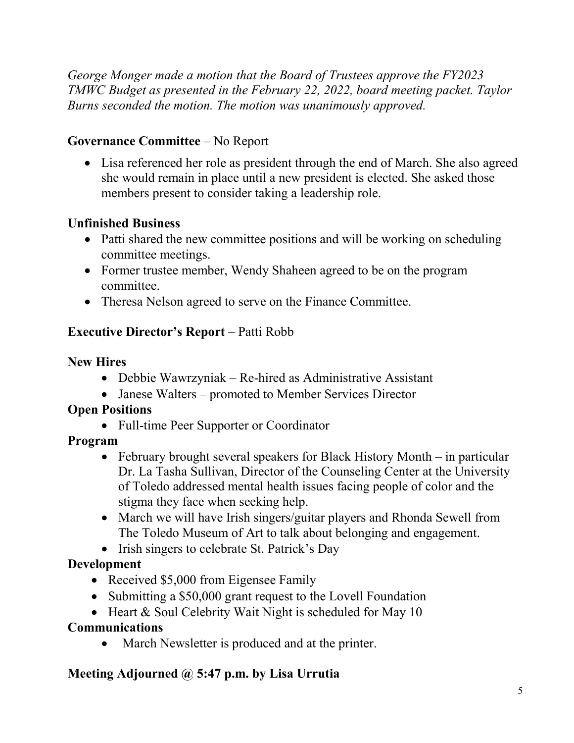*George Monger made a motion that the Board of Trustees approve the FY2023 TMWC Budget as presented in the February 22, 2022, board meeting packet. Taylor Burns seconded the motion. The motion was unanimously approved.*

**Governance Committee** – No Report

- Lisa referenced her role as president through the end of March. She also agreed she would remain in place until a new president is elected. She asked those members present to consider taking a leadership role.

**Unfinished Business**

- Patti shared the new committee positions and will be working on scheduling committee meetings.
- Former trustee member, Wendy Shaheen agreed to be on the program committee.
- Theresa Nelson agreed to serve on the Finance Committee.

**Executive Director's Report** – Patti Robb

**New Hires**

- Debbie Wawrzyniak – Re-hired as Administrative Assistant
- Janese Walters – promoted to Member Services Director

**Open Positions**

- Full-time Peer Supporter or Coordinator

**Program**

- February brought several speakers for Black History Month – in particular Dr. La Tasha Sullivan, Director of the Counseling Center at the University of Toledo addressed mental health issues facing people of color and the stigma they face when seeking help.
- March we will have Irish singers/guitar players and Rhonda Sewell from The Toledo Museum of Art to talk about belonging and engagement.
- Irish singers to celebrate St. Patrick's Day

**Development**

- Received $5,000 from Eigensee Family
- Submitting a $50,000 grant request to the Lovell Foundation
- Heart & Soul Celebrity Wait Night is scheduled for May 10

**Communications**

- March Newsletter is produced and at the printer.

**Meeting Adjourned @ 5:47 p.m. by Lisa Urrutia**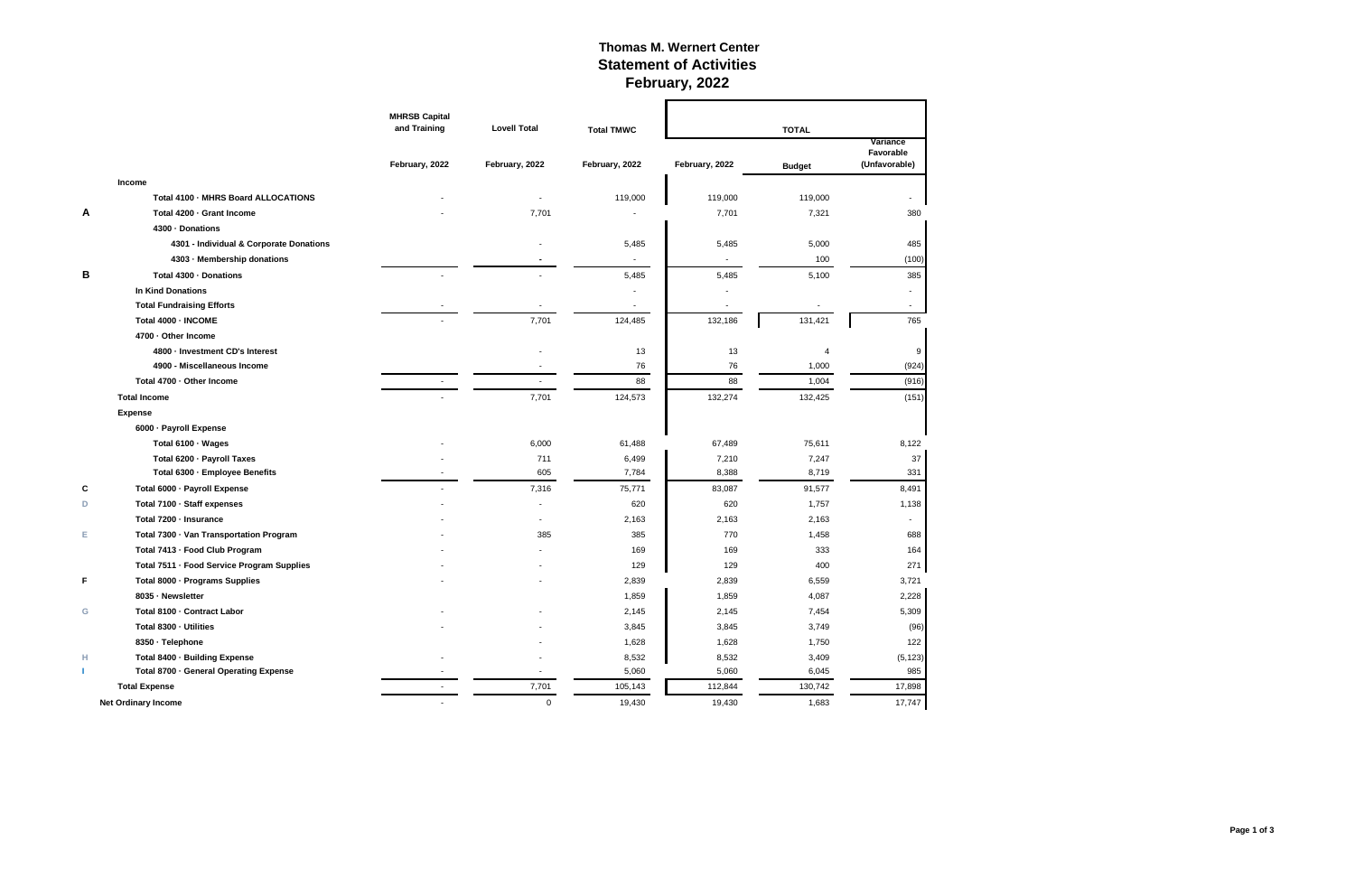# Thomas M. Wernert Center
## Statement of Activities
### February, 2022

| | | MHRSB Capital and Training | Lovell Total | Total TMWC | TOTAL | | |
|---|---|---|---|---|---|---|---|
| | | February, 2022 | February, 2022 | February, 2022 | February, 2022 | Budget | Variance Favorable (Unfavorable) |
| | **Income** | | | | | | |
| | **Total 4100 · MHRS Board ALLOCATIONS** | - | - | 119,000 | 119,000 | 119,000 | - |
| A | **Total 4200 · Grant Income** | - | 7,701 | - | 7,701 | 7,321 | 380 |
| | **4300 · Donations** | | | | | | |
| | **4301 - Individual & Corporate Donations** | | - | 5,485 | 5,485 | 5,000 | 485 |
| | **4303 · Membership donations** | | - | - | - | 100 | (100) |
| B | **Total 4300 · Donations** | - | - | 5,485 | 5,485 | 5,100 | 385 |
| | **In Kind Donations** | | | - | - | | - |
| | **Total Fundraising Efforts** | - | - | - | - | - | - |
| | **Total 4000 · INCOME** | - | 7,701 | 124,485 | 132,186 | 131,421 | 765 |
| | **4700 · Other Income** | | | | | | |
| | **4800 · Investment CD's Interest** | | - | 13 | 13 | 4 | 9 |
| | **4900 - Miscellaneous Income** | | - | 76 | 76 | 1,000 | (924) |
| | **Total 4700 · Other Income** | - | - | 88 | 88 | 1,004 | (916) |
| | **Total Income** | - | 7,701 | 124,573 | 132,274 | 132,425 | (151) |
| | **Expense** | | | | | | |
| | **6000 · Payroll Expense** | | | | | | |
| | **Total 6100 · Wages** | - | 6,000 | 61,488 | 67,489 | 75,611 | 8,122 |
| | **Total 6200 · Payroll Taxes** | - | 711 | 6,499 | 7,210 | 7,247 | 37 |
| | **Total 6300 · Employee Benefits** | - | 605 | 7,784 | 8,388 | 8,719 | 331 |
| C | **Total 6000 · Payroll Expense** | - | 7,316 | 75,771 | 83,087 | 91,577 | 8,491 |
| D | **Total 7100 · Staff expenses** | - | - | 620 | 620 | 1,757 | 1,138 |
| | **Total 7200 · Insurance** | - | - | 2,163 | 2,163 | 2,163 | - |
| E | **Total 7300 · Van Transportation Program** | - | 385 | 385 | 770 | 1,458 | 688 |
| | **Total 7413 · Food Club Program** | - | - | 169 | 169 | 333 | 164 |
| | **Total 7511 · Food Service Program Supplies** | - | - | 129 | 129 | 400 | 271 |
| F | **Total 8000 · Programs Supplies** | - | - | 2,839 | 2,839 | 6,559 | 3,721 |
| | **8035 · Newsletter** | | | 1,859 | 1,859 | 4,087 | 2,228 |
| G | **Total 8100 · Contract Labor** | - | - | 2,145 | 2,145 | 7,454 | 5,309 |
| | **Total 8300 · Utilities** | - | - | 3,845 | 3,845 | 3,749 | (96) |
| | **8350 · Telephone** | | - | 1,628 | 1,628 | 1,750 | 122 |
| H | **Total 8400 · Building Expense** | - | - | 8,532 | 8,532 | 3,409 | (5,123) |
| I | **Total 8700 · General Operating Expense** | - | - | 5,060 | 5,060 | 6,045 | 985 |
| | **Total Expense** | - | 7,701 | 105,143 | 112,844 | 130,742 | 17,898 |
| | **Net Ordinary Income** | - | 0 | 19,430 | 19,430 | 1,683 | 17,747 |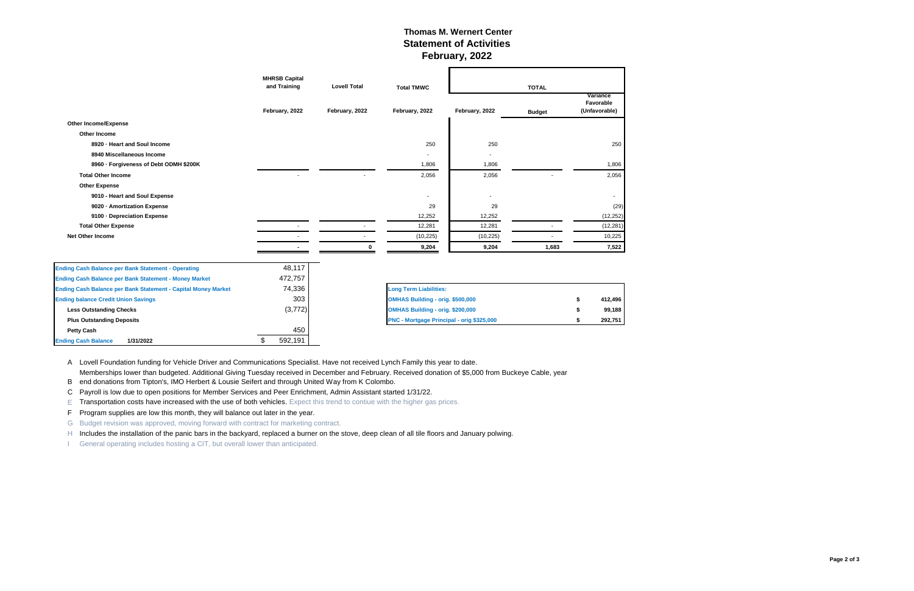# Thomas M. Wernert Center
## Statement of Activities
### February, 2022

| | MHRSB Capital and Training | Lovell Total | Total TMWC | TOTAL | | |
|---|---|---|---|---|---|---|
| | February, 2022 | February, 2022 | February, 2022 | February, 2022 | Budget | Variance Favorable (Unfavorable) |
| **Other Income/Expense** | | | | | | |
| **Other Income** | | | | | | |
| **8920 · Heart and Soul Income** | | | 250 | 250 | | 250 |
| **8940 Miscellaneous Income** | | | - | - | | |
| **8960 · Forgiveness of Debt ODMH $200K** | | | 1,806 | 1,806 | | 1,806 |
| **Total Other Income** | - | - | 2,056 | 2,056 | - | 2,056 |
| **Other Expense** | | | | | | |
| **9010 - Heart and Soul Expense** | | | - | - | | - |
| **9020 · Amortization Expense** | | | 29 | 29 | | (29) |
| **9100 · Depreciation Expense** | | | 12,252 | 12,252 | | (12,252) |
| **Total Other Expense** | - | - | 12,281 | 12,281 | - | (12,281) |
| **Net Other Income** | - | - | (10,225) | (10,225) | - | 10,225 |
| | **-** | **0** | **9,204** | **9,204** | **1,683** | **7,522** |

| | |
|---|---|
| **Ending Cash Balance per Bank Statement - Operating** | 48,117 |
| **Ending Cash Balance per Bank Statement - Money Market** | 472,757 |
| **Ending Cash Balance per Bank Statement - Capital Money Market** | 74,336 |
| **Ending balance Credit Union Savings** | 303 |
| **Less Outstanding Checks** | (3,772) |
| **Plus Outstanding Deposits** | |
| **Petty Cash** | 450 |
| **Ending Cash Balance 1/31/2022** | $ 592,191 |

| **Long Term Liabilities:** | |
|---|---|
| **OMHAS Building - orig. $500,000** | $ 412,496 |
| **OMHAS Building - orig. $200,000** | $ 99,188 |
| **PNC - Mortgage Principal - orig $325,000** | $ 292,751 |

A Lovell Foundation funding for Vehicle Driver and Communications Specialist. Have not received Lynch Family this year to date.

B Memberships lower than budgeted. Additional Giving Tuesday received in December and February. Received donation of $5,000 from Buckeye Cable, year end donations from Tipton's, IMO Herbert & Lousie Seifert and through United Way from K Colombo.

C Payroll is low due to open positions for Member Services and Peer Enrichment, Admin Assistant started 1/31/22.

E Transportation costs have increased with the use of both vehicles. Expect this trend to contiue with the higher gas prices.

F Program supplies are low this month, they will balance out later in the year.

G Budget revision was approved, moving forward with contract for marketing contract.

H Includes the installation of the panic bars in the backyard, replaced a burner on the stove, deep clean of all tile floors and January polwing.

I General operating includes hosting a CIT, but overall lower than anticipated.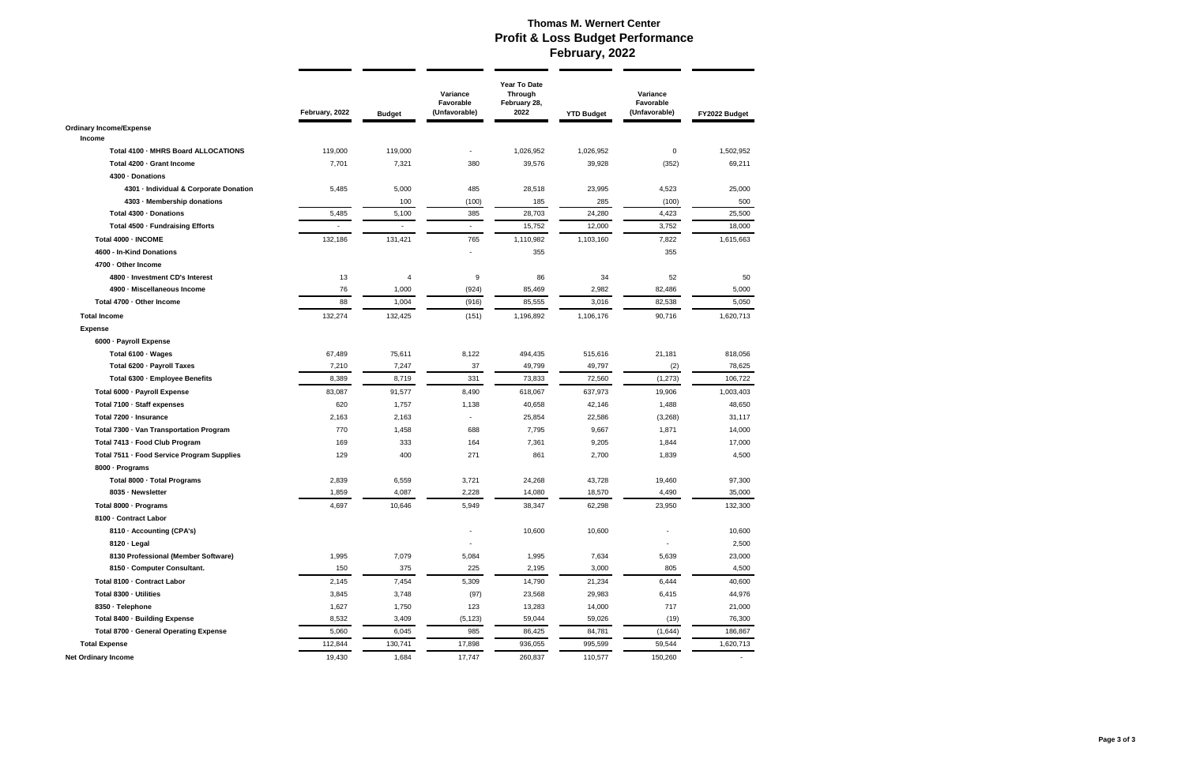# Thomas M. Wernert Center
## Profit & Loss Budget Performance
### February, 2022

| | February, 2022 | Budget | Variance Favorable (Unfavorable) | Year To Date Through February 28, 2022 | YTD Budget | Variance Favorable (Unfavorable) | FY2022 Budget |
|---|---|---|---|---|---|---|---|
| **Ordinary Income/Expense** | | | | | | | |
| **Income** | | | | | | | |
| Total 4100 · MHRS Board ALLOCATIONS | 119,000 | 119,000 | - | 1,026,952 | 1,026,952 | 0 | 1,502,952 |
| Total 4200 · Grant Income | 7,701 | 7,321 | 380 | 39,576 | 39,928 | (352) | 69,211 |
| 4300 · Donations | | | | | | | |
| 4301 · Individual & Corporate Donation | 5,485 | 5,000 | 485 | 28,518 | 23,995 | 4,523 | 25,000 |
| 4303 · Membership donations | | 100 | (100) | 185 | 285 | (100) | 500 |
| Total 4300 · Donations | 5,485 | 5,100 | 385 | 28,703 | 24,280 | 4,423 | 25,500 |
| Total 4500 · Fundraising Efforts | - | - | - | 15,752 | 12,000 | 3,752 | 18,000 |
| Total 4000 · INCOME | 132,186 | 131,421 | 765 | 1,110,982 | 1,103,160 | 7,822 | 1,615,663 |
| 4600 - In-Kind Donations | | | - | 355 | | 355 | |
| 4700 · Other Income | | | | | | | |
| 4800 · Investment CD's Interest | 13 | 4 | 9 | 86 | 34 | 52 | 50 |
| 4900 · Miscellaneous Income | 76 | 1,000 | (924) | 85,469 | 2,982 | 82,486 | 5,000 |
| Total 4700 · Other Income | 88 | 1,004 | (916) | 85,555 | 3,016 | 82,538 | 5,050 |
| **Total Income** | 132,274 | 132,425 | (151) | 1,196,892 | 1,106,176 | 90,716 | 1,620,713 |
| **Expense** | | | | | | | |
| 6000 · Payroll Expense | | | | | | | |
| Total 6100 · Wages | 67,489 | 75,611 | 8,122 | 494,435 | 515,616 | 21,181 | 818,056 |
| Total 6200 · Payroll Taxes | 7,210 | 7,247 | 37 | 49,799 | 49,797 | (2) | 78,625 |
| Total 6300 · Employee Benefits | 8,389 | 8,719 | 331 | 73,833 | 72,560 | (1,273) | 106,722 |
| Total 6000 · Payroll Expense | 83,087 | 91,577 | 8,490 | 618,067 | 637,973 | 19,906 | 1,003,403 |
| Total 7100 · Staff expenses | 620 | 1,757 | 1,138 | 40,658 | 42,146 | 1,488 | 48,650 |
| Total 7200 · Insurance | 2,163 | 2,163 | - | 25,854 | 22,586 | (3,268) | 31,117 |
| Total 7300 · Van Transportation Program | 770 | 1,458 | 688 | 7,795 | 9,667 | 1,871 | 14,000 |
| Total 7413 · Food Club Program | 169 | 333 | 164 | 7,361 | 9,205 | 1,844 | 17,000 |
| Total 7511 · Food Service Program Supplies | 129 | 400 | 271 | 861 | 2,700 | 1,839 | 4,500 |
| 8000 · Programs | | | | | | | |
| Total 8000 · Total Programs | 2,839 | 6,559 | 3,721 | 24,268 | 43,728 | 19,460 | 97,300 |
| 8035 · Newsletter | 1,859 | 4,087 | 2,228 | 14,080 | 18,570 | 4,490 | 35,000 |
| Total 8000 · Programs | 4,697 | 10,646 | 5,949 | 38,347 | 62,298 | 23,950 | 132,300 |
| 8100 · Contract Labor | | | | | | | |
| 8110 · Accounting (CPA's) | | | - | 10,600 | 10,600 | - | 10,600 |
| 8120 · Legal | | | - | | | - | 2,500 |
| 8130 Professional (Member Software) | 1,995 | 7,079 | 5,084 | 1,995 | 7,634 | 5,639 | 23,000 |
| 8150 · Computer Consultant. | 150 | 375 | 225 | 2,195 | 3,000 | 805 | 4,500 |
| Total 8100 · Contract Labor | 2,145 | 7,454 | 5,309 | 14,790 | 21,234 | 6,444 | 40,600 |
| Total 8300 · Utilities | 3,845 | 3,748 | (97) | 23,568 | 29,983 | 6,415 | 44,976 |
| 8350 · Telephone | 1,627 | 1,750 | 123 | 13,283 | 14,000 | 717 | 21,000 |
| Total 8400 · Building Expense | 8,532 | 3,409 | (5,123) | 59,044 | 59,026 | (19) | 76,300 |
| Total 8700 · General Operating Expense | 5,060 | 6,045 | 985 | 86,425 | 84,781 | (1,644) | 186,867 |
| **Total Expense** | 112,844 | 130,741 | 17,898 | 936,055 | 995,599 | 59,544 | 1,620,713 |
| **Net Ordinary Income** | 19,430 | 1,684 | 17,747 | 260,837 | 110,577 | 150,260 | - |